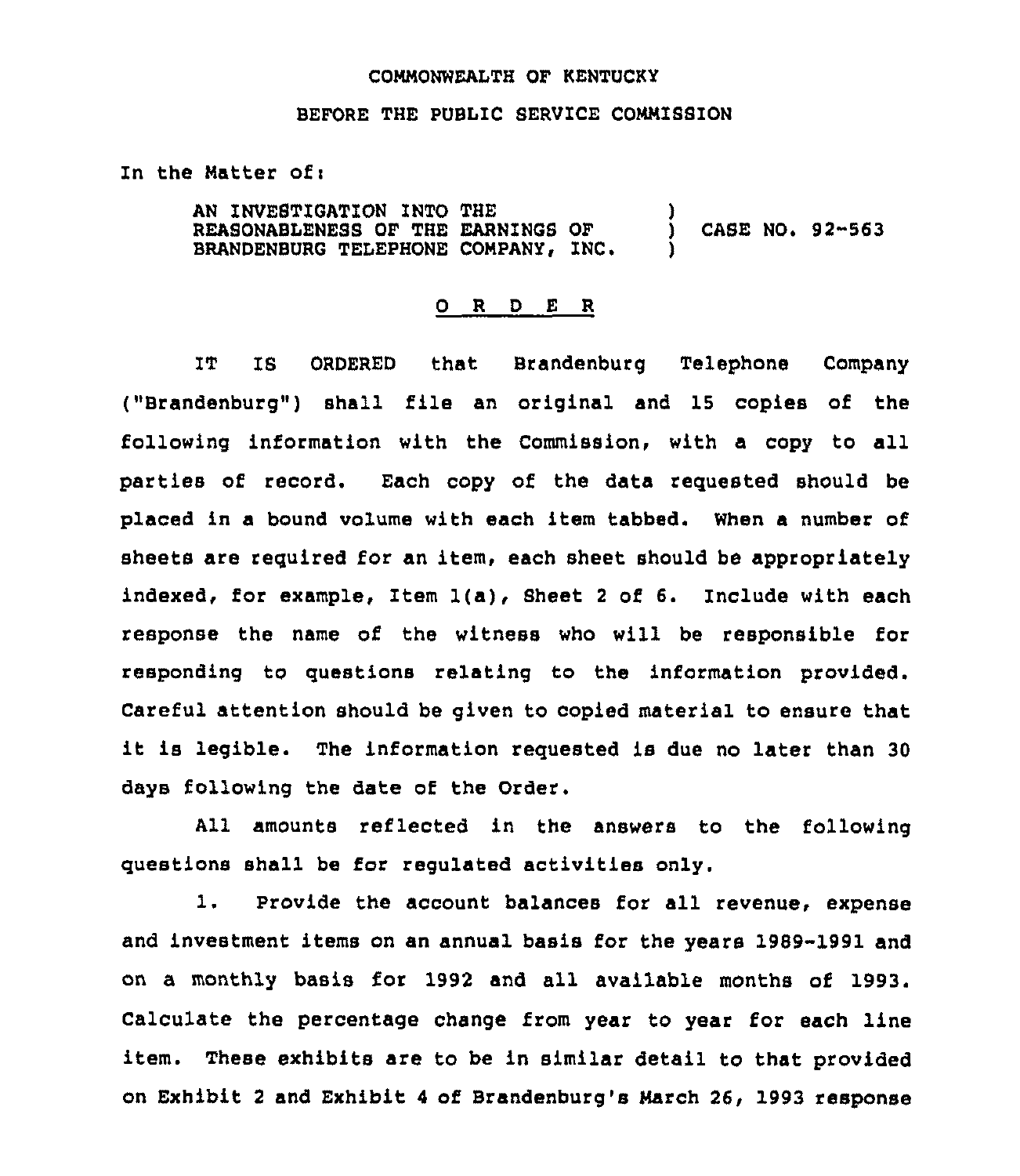COMMONWEALTH OF KENTUCKY

BEFORE THE PUBLIC SERVICE COMMISSION

In the Matter of:

AN INVESTIGATION INTO THE REASONABLENESS OF THE EARNINGS OF BRANDENBURG TELEPHONE COMPANY, INC. ) CASE NO. 92-563

# O R D E R

IT IS ORDERED that Brandenburg Telephone Company ("Brandenburg") shall file an original and 15 copies of the following information with the Commission, with a copy to all parties of record. Each copy of the data requested should be placed in a bound volume with each item tabbed. When a number of sheets are required for an item, each sheet should be appropriately indexed, for example, Item 1(a), Sheet 2 of 6. Include with each response the name of the witness who will be responsible for responding to questions relating to the information provided. Careful attention should be given to copied material to ensure that it is legible. The information requested is due no later than 30 days following the date of the Order.

All amounts reflected in the answers to the following questions shall be for regulated activities only.

1. Provide the account balances for all revenue, expense and investment items on an annual basis for the years 1989-1991 and on a monthly basis for 1992 and all available months of 1993. Calculate the percentage change from year to year for each line item. These exhibits are to be in similar detail to that provided on Exhibit 2 and Exhibit 4 of Brandenburg's March 26, 1993 response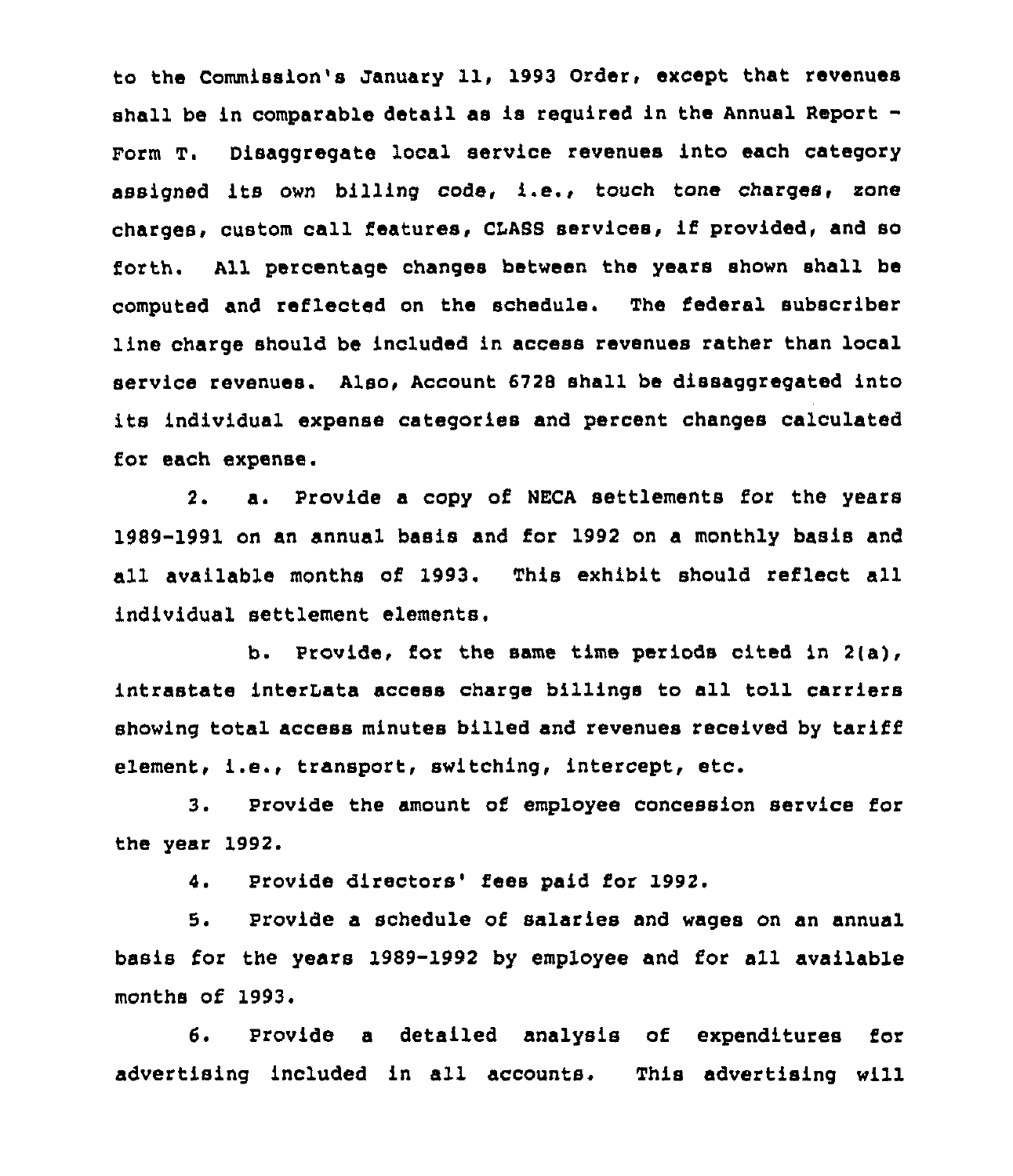to the Commission's January 11, 1993 Order, except that revenues shall be in comparable detail as is required in the Annual Report - Form T. Disaggregate local service revenues into each category assigned its own billing code, i.e., touch tone charges, zone charges, custom call features, CLASS services, if provided, and so forth. All percentage changes between the years shown shall be computed and reflected on the schedule. The federal subscriber line charge should be included in access revenues rather than local service revenues. Also, Account 6728 shall be dissaggregated into its individual expense categories and percent changes calculated for each expense.

2. a. Provide a copy of NECA settlements for the years 1989-1991 on an annual basis and for 1992 on a monthly basis and all available months of 1993. This exhibit should reflect all individual settlement elements.

b. Provide, for the same time periods cited in 2(a), intrastate interLata access charge billings to all toll carriers showing total access minutes billed and revenues received by tariff element, i.e., transport, switching, intercept, etc.

3. Provide the amount of employee concession service for the year 1992.

4. Provide directors' fees paid for 1992.

5. Provide a schedule of salaries and wages on an annual basis for the years 1989-1992 by employee and for all available months of 1993.

6. Provide a detailed analysis of expenditures for advertising included in all accounts. This advertising will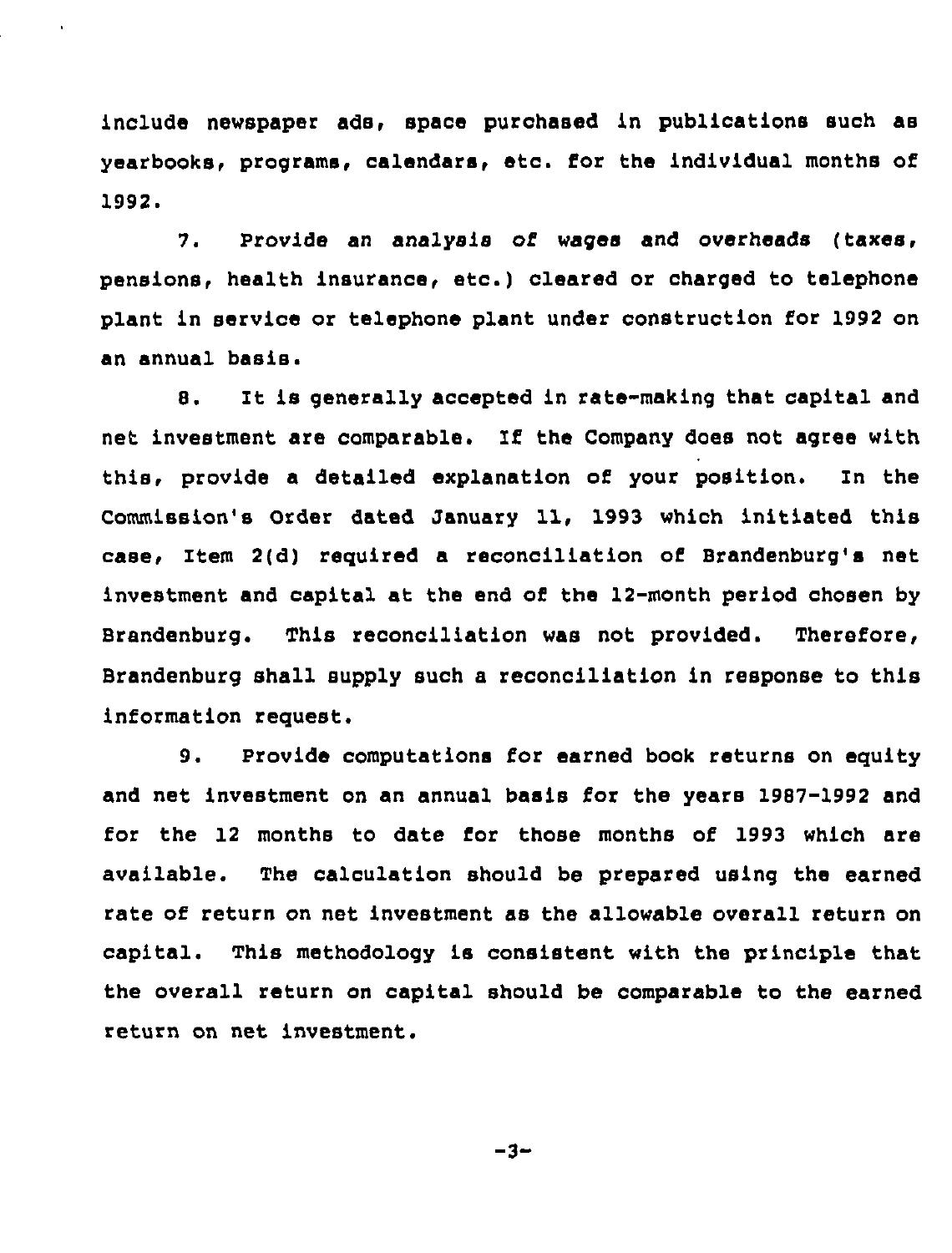include newspaper ads, space purchased in publications such as yearbooks, programs, calendars, etc. for the individual months of 1992.

7. Provide an analysis of wages and overheads (taxes, pensions, health insurance, etc.) cleared or charged to telephone plant in service or telephone plant under construction for 1992 on an annual basis.

8. It is generally accepted in rate-making that capital and net investment are comparable. If the Company does not agree with this, provide a detailed explanation of your position. In the Commission's Order dated January 11, 1993 which initiated this case, Item 2(d) required a reconciliation of Brandenburg's net investment and capital at the end of the 12-month period chosen by Brandenburg. This reconciliation was not provided. Therefore, Brandenburg shall supply such a reconciliation in response to this information request.

9. Provide computations for earned book returns on equity and net investment on an annual basis for the years 1987-1992 and for the 12 months to date for those months of 1993 which are available. The calculation should be prepared using the earned rate of return on net investment as the allowable overall return on capital. This methodology is consistent with the principle that the overall return on capital should be comparable to the earned return on net investment.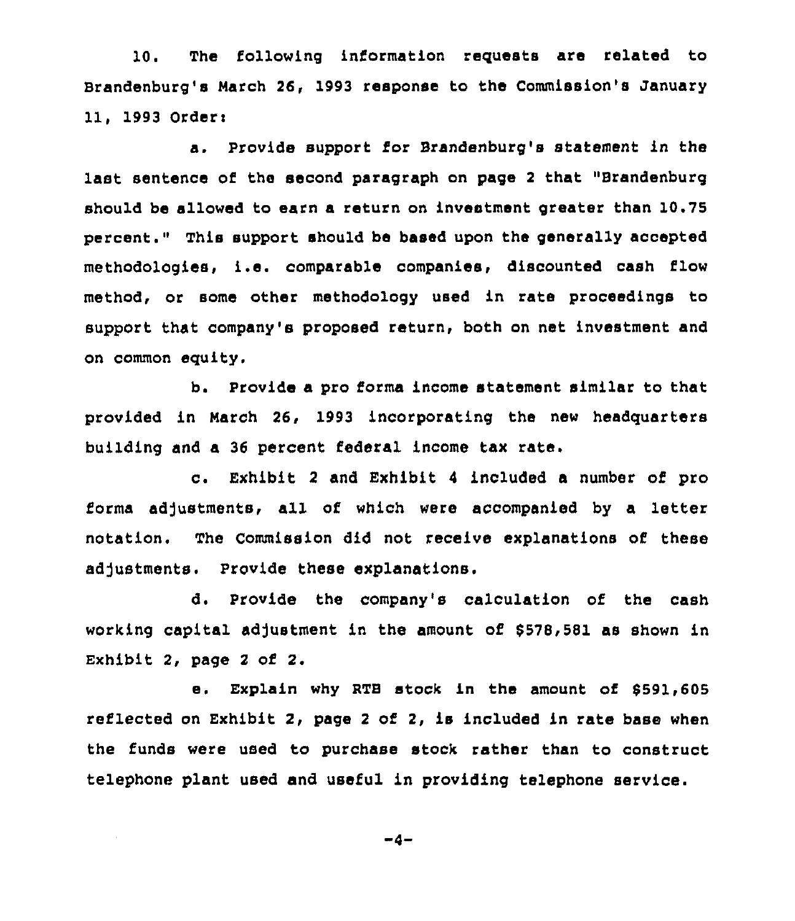10. The following information requests are related to Brandenburg's March 26, 1993 response to the Commission's January 11, 1993 Order:

a. Provide support for Brandenburg's statement in the last sentence of the second paragraph on page 2 that "Brandenburg should be allowed to earn a return on investment greater than 10.75 percent." This support should be based upon the generally accepted methodologies, i.e. comparable companies, discounted cash flow method, or some other methodology used in rate proceedings to support that company's proposed return, both on net investment and on common equity.

b. Provide a pro forma income statement similar to that provided in March 26, 1993 incorporating the new headquarters building and a 36 percent federal income tax rate.

c. Exhibit 2 and Exhibit 4 included a number of pro forma adjustments, all of which were accompanied by a letter notation. The Commission did not receive explanations of these adjustments. Provide these explanations.

d. Provide the company's calculation of the cash working capital adjustment in the amount of $578,581 as shown in Exhibit 2, page 2 of 2.

e. Explain why RTB stock in the amount of $591,605 reflected on Exhibit 2, page 2 of 2, is included in rate base when the funds were used to purchase stock rather than to construct telephone plant used and useful in providing telephone service.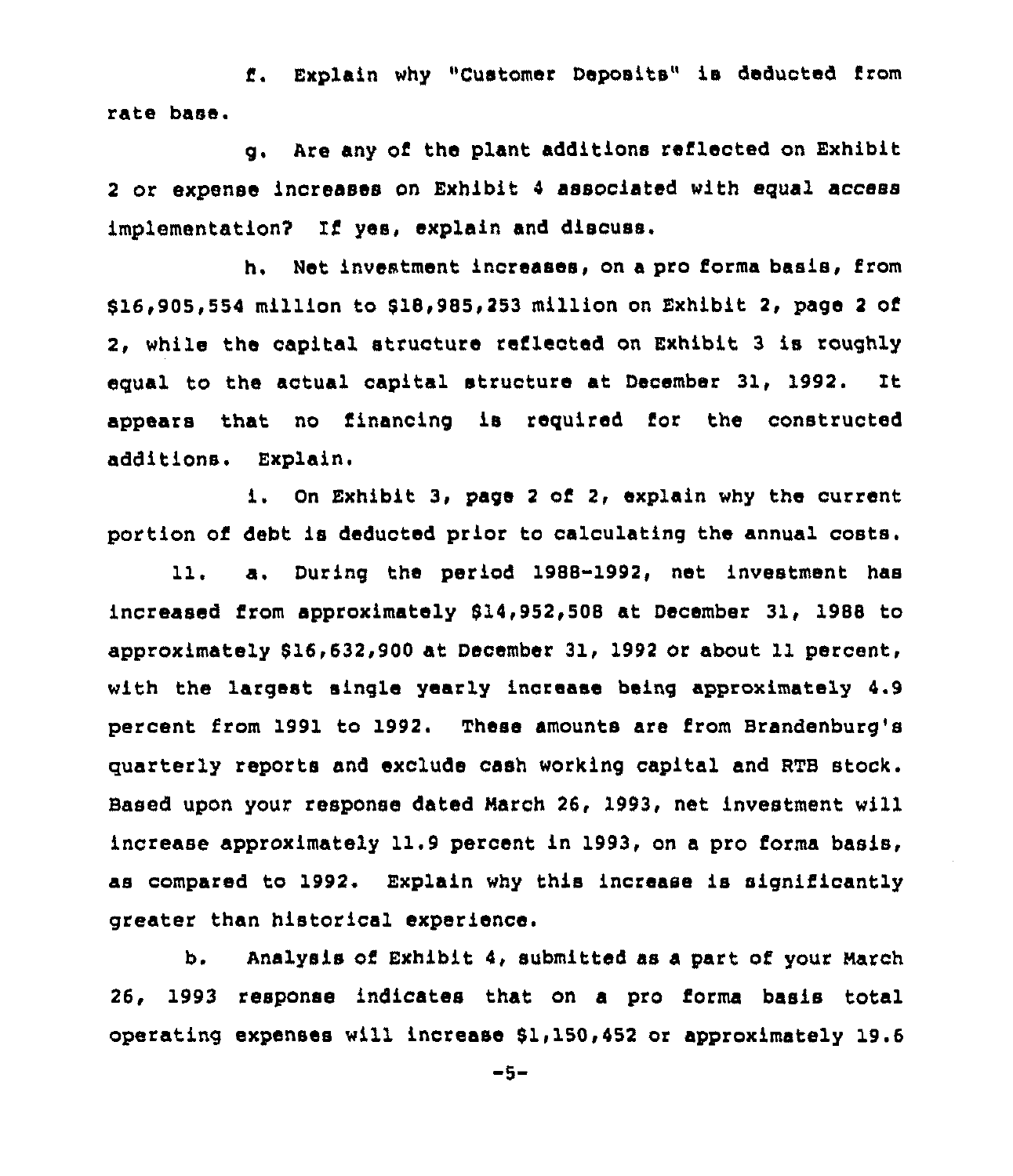f. Explain why "Customer Deposits" is deducted from rate base.

g. Are any of the plant additions reflected on Exhibit 2 or expense increases on Exhibit 4 associated with equal access implementation? If yes, explain and discuss.

h. Net investment increases, on a pro forma basis, from $16,905,554 million to $18,985,253 million on Exhibit 2, page 2 of 2, while the capital structure reflected on Exhibit 3 is roughly equal to the actual capital structure at December 31, 1992. It appears that no financing is required for the constructed additions. Explain.

i. On Exhibit 3, page 2 of 2, explain why the current portion of debt is deducted prior to calculating the annual costs.

11. a. During the period 1988-1992, net investment has increased from approximately $14,952,508 at December 31, 1988 to approximately $16,632,900 at December 31, 1992 or about 11 percent, with the largest single yearly increase being approximately 4.9 percent from 1991 to 1992. These amounts are from Brandenburg's quarterly reports and exclude cash working capital and RTB stock. Based upon your response dated March 26, 1993, net investment will increase approximately 11.9 percent in 1993, on a pro forma basis, as compared to 1992. Explain why this increase is significantly greater than historical experience.

b. Analysis of Exhibit 4, submitted as a part of your March 26, 1993 response indicates that on a pro forma basis total operating expenses will increase $1,150,452 or approximately 19.6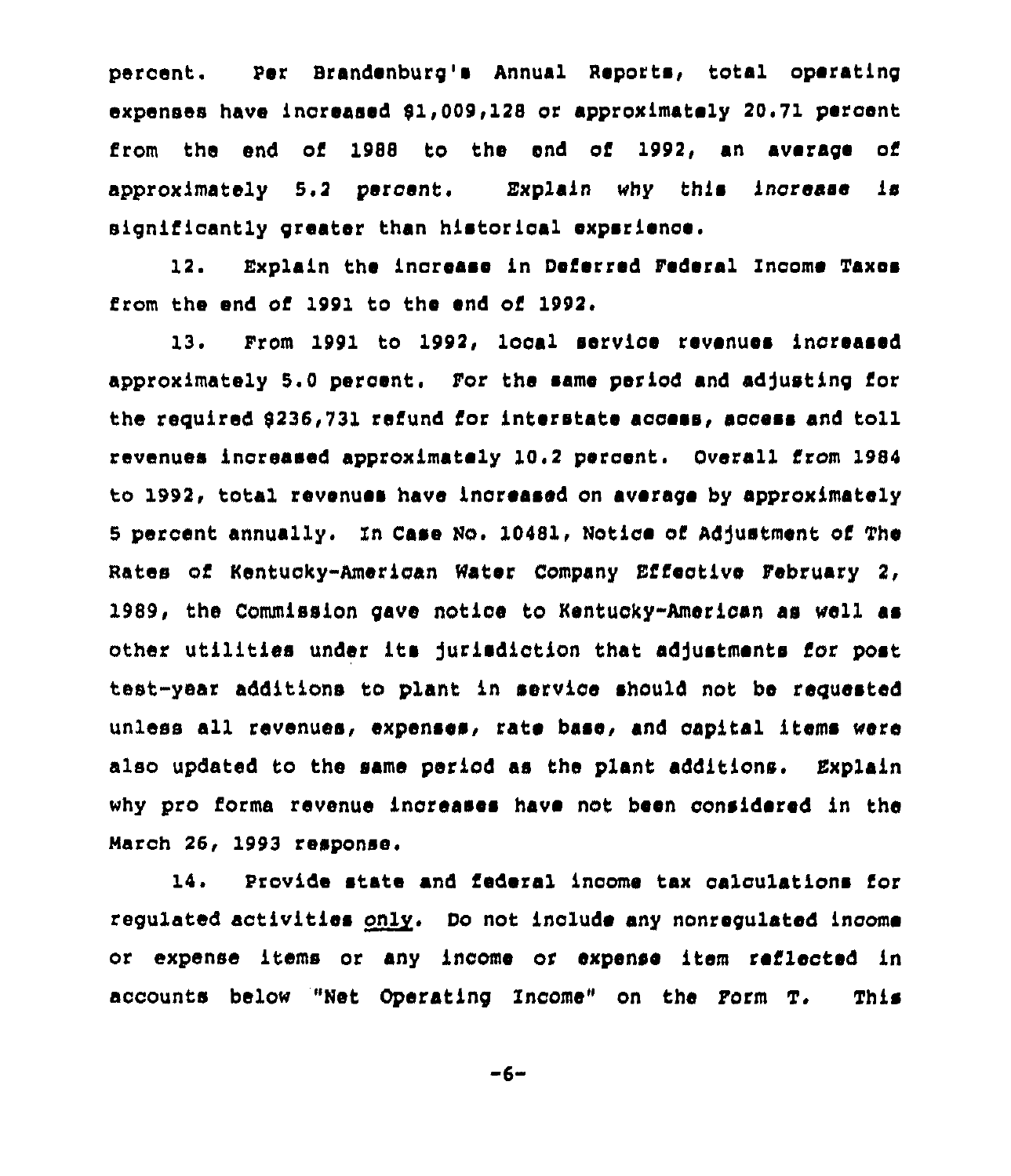percent. Per Brandenburg's Annual Reports, total operating expenses have increased $1,009,128 or approximately 20.71 percent from the end of 1988 to the end of 1992, an average of approximately 5.2 percent. Explain why this increase is significantly greater than historical experience.

12. Explain the increase in Deferred Federal Income Taxes from the end of 1991 to the end of 1992.

13. From 1991 to 1992, local service revenues increased approximately 5.0 percent. For the same period and adjusting for the required $236,731 refund for interstate access, access and toll revenues increased approximately 10.2 percent. Overall from 1984 to 1992, total revenues have increased on average by approximately 5 percent annually. In Case No. 10481, Notice of Adjustment of The Rates of Kentucky-American Water Company Effective February 2, 1989, the Commission gave notice to Kentucky-American as well as other utilities under its jurisdiction that adjustments for post test-year additions to plant in service should not be requested unless all revenues, expenses, rate base, and capital items were also updated to the same period as the plant additions. Explain why pro forma revenue increases have not been considered in the March 26, 1993 response.

14. Provide state and federal income tax calculations for regulated activities only. Do not include any nonregulated income or expense items or any income or expense item reflected in accounts below "Net Operating Income" on the Form T. This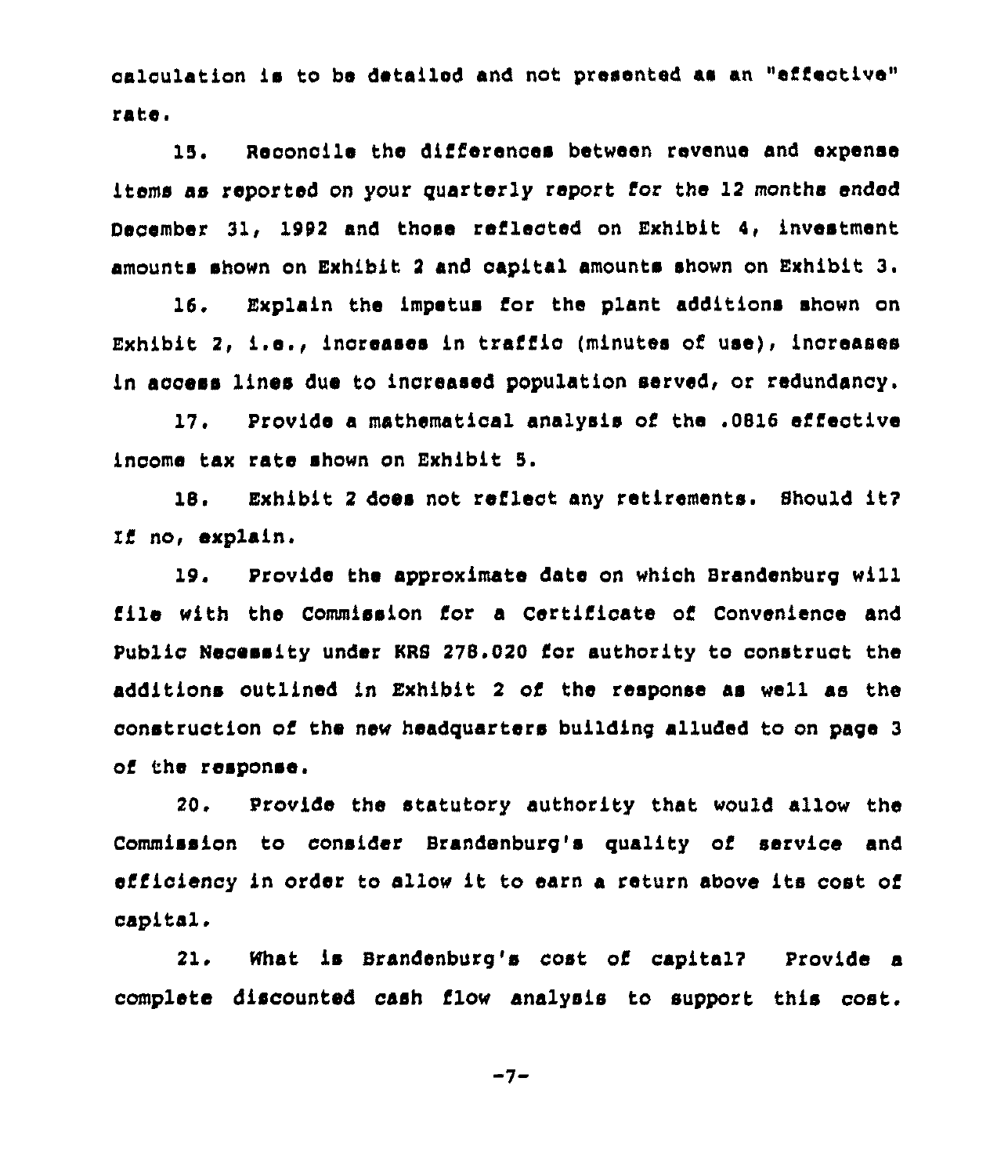calculation is to be detailed and not presented as an "effective" rate.

15. Reconcile the differences between revenue and expense items as reported on your quarterly report for the 12 months ended December 31, 1992 and those reflected on Exhibit 4, investment amounts shown on Exhibit 2 and capital amounts shown on Exhibit 3.

16. Explain the impetus for the plant additions shown on Exhibit 2, i.e., increases in traffic (minutes of use), increases in access lines due to increased population served, or redundancy.

17. Provide a mathematical analysis of the .0816 effective income tax rate shown on Exhibit 5.

18. Exhibit 2 does not reflect any retirements. Should it? If no, explain.

19. Provide the approximate date on which Brandenburg will file with the Commission for a Certificate of Convenience and Public Necessity under KRS 278.020 for authority to construct the additions outlined in Exhibit 2 of the response as well as the construction of the new headquarters building alluded to on page 3 of the response.

20. Provide the statutory authority that would allow the Commission to consider Brandenburg's quality of service and efficiency in order to allow it to earn a return above its cost of capital.

21. What is Brandenburg's cost of capital? Provide a complete discounted cash flow analysis to support this cost.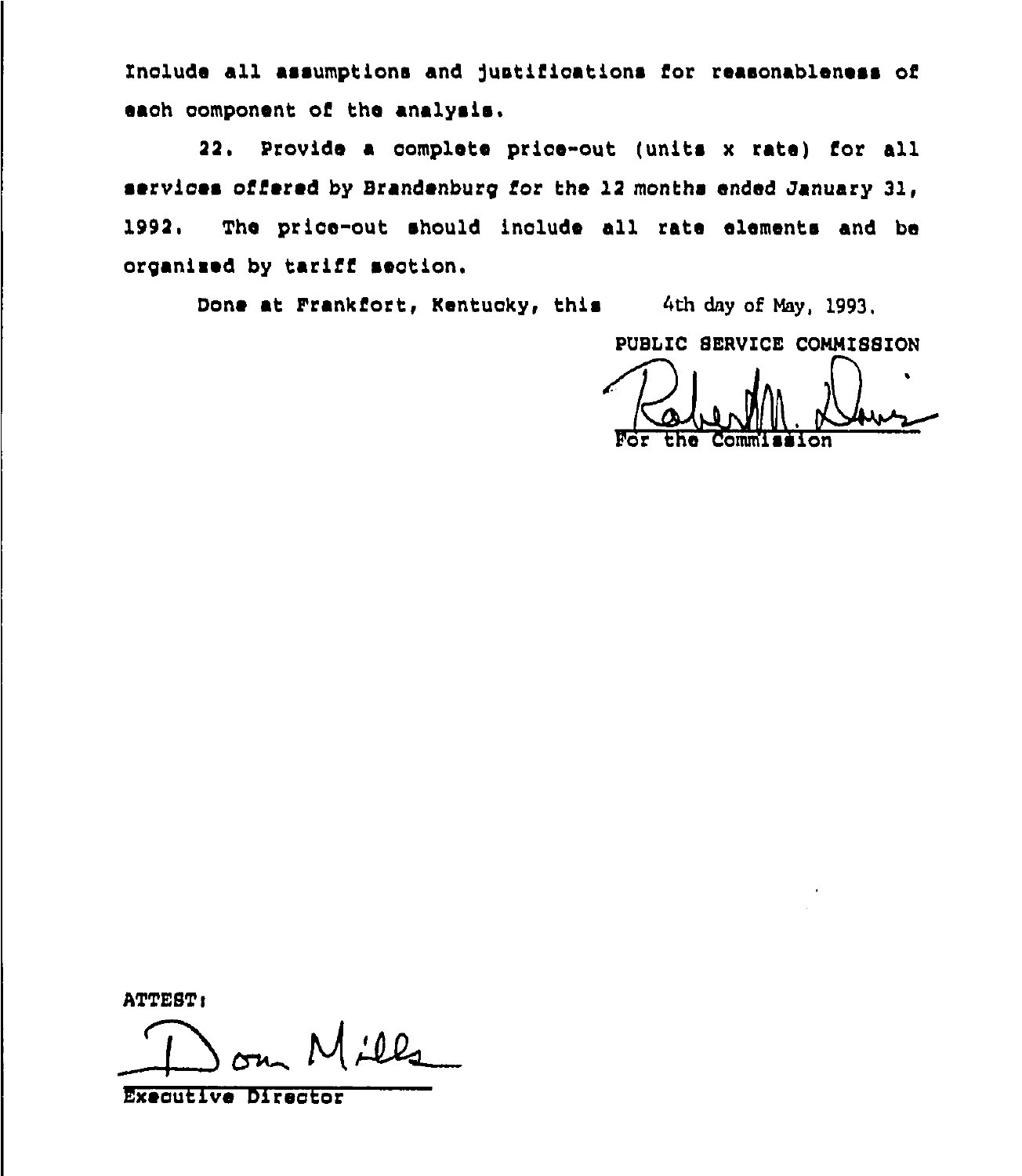include all assumptions and justifications for reasonableness of each component of the analysis.

22. Provide a complete price-out (units x rate) for all services offered by Brandenburg for the 12 months ended January 31, 1992. The price-out should include all rate elements and be organized by tariff section.

Done at Frankfort, Kentucky, this 4th day of May, 1993.

PUBLIC SERVICE COMMISSION

For the Commission

ATTEST:

Executive Director